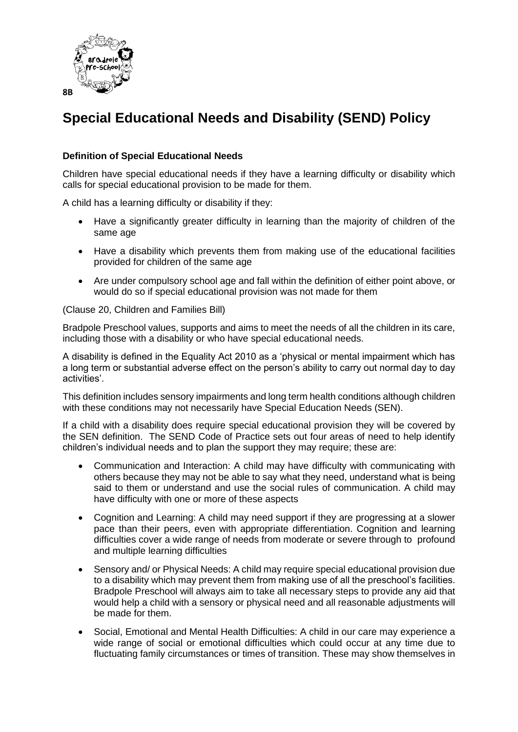8B

# Special Educational Needs and Disability (SEND) Policy

**Definition of Special Educational Needs**

Children have special educational needs if they have a learning difficulty or disability which calls for special educational provision to be made for them.

A child has a learning difficulty or disability if they:

- Have a significantly greater difficulty in learning than the majority of children of the same age
- Have a disability which prevents them from making use of the educational facilities provided for children of the same age
- Are under compulsory school age and fall within the definition of either point above, or would do so if special educational provision was not made for them

(Clause 20, Children and Families Bill)

Bradpole Preschool values, supports and aims to meet the needs of all the children in its care, including those with a disability or who have special educational needs.

A disability is defined in the Equality Act 2010 as a 'physical or mental impairment which has a long term or substantial adverse effect on the person's ability to carry out normal day to day activities'.

This definition includes sensory impairments and long term health conditions although children with these conditions may not necessarily have Special Education Needs (SEN).

If a child with a disability does require special educational provision they will be covered by the SEN definition. The SEND Code of Practice sets out four areas of need to help identify children's individual needs and to plan the support they may require; these are:

- Communication and Interaction: A child may have difficulty with communicating with others because they may not be able to say what they need, understand what is being said to them or understand and use the social rules of communication. A child may have difficulty with one or more of these aspects
- Cognition and Learning: A child may need support if they are progressing at a slower pace than their peers, even with appropriate differentiation. Cognition and learning difficulties cover a wide range of needs from moderate or severe through to profound and multiple learning difficulties
- Sensory and/ or Physical Needs: A child may require special educational provision due to a disability which may prevent them from making use of all the preschool's facilities. Bradpole Preschool will always aim to take all necessary steps to provide any aid that would help a child with a sensory or physical need and all reasonable adjustments will be made for them.
- Social, Emotional and Mental Health Difficulties: A child in our care may experience a wide range of social or emotional difficulties which could occur at any time due to fluctuating family circumstances or times of transition. These may show themselves in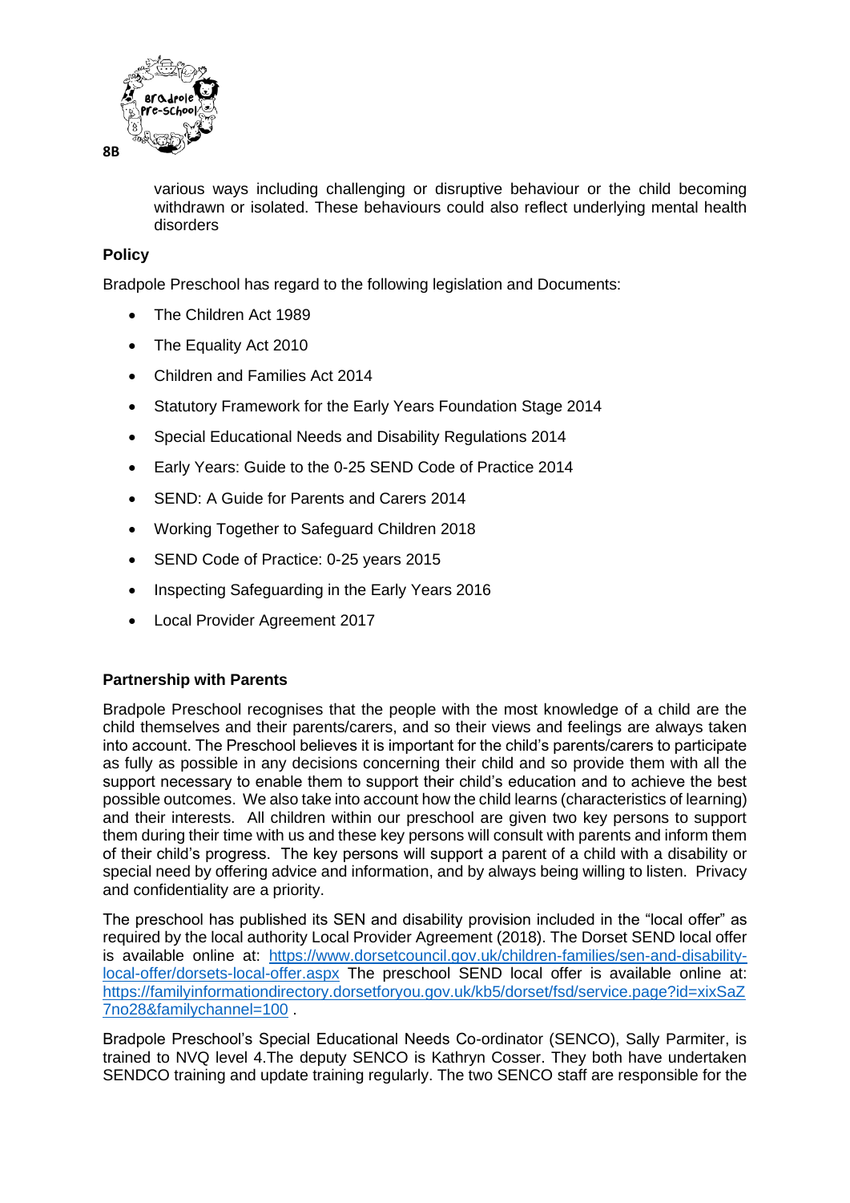various ways including challenging or disruptive behaviour or the child becoming withdrawn or isolated. These behaviours could also reflect underlying mental health disorders

**Policy**

Bradpole Preschool has regard to the following legislation and Documents:

- The Children Act 1989
- The Equality Act 2010
- Children and Families Act 2014
- Statutory Framework for the Early Years Foundation Stage 2014
- Special Educational Needs and Disability Regulations 2014
- Early Years: Guide to the 0-25 SEND Code of Practice 2014
- SEND: A Guide for Parents and Carers 2014
- Working Together to Safeguard Children 2018
- SEND Code of Practice: 0-25 years 2015
- Inspecting Safeguarding in the Early Years 2016
- Local Provider Agreement 2017

**Partnership with Parents**

Bradpole Preschool recognises that the people with the most knowledge of a child are the child themselves and their parents/carers, and so their views and feelings are always taken into account. The Preschool believes it is important for the child's parents/carers to participate as fully as possible in any decisions concerning their child and so provide them with all the support necessary to enable them to support their child's education and to achieve the best possible outcomes. We also take into account how the child learns (characteristics of learning) and their interests. All children within our preschool are given two key persons to support them during their time with us and these key persons will consult with parents and inform them of their child's progress. The key persons will support a parent of a child with a disability or special need by offering advice and information, and by always being willing to listen. Privacy and confidentiality are a priority.

The preschool has published its SEN and disability provision included in the "local offer" as required by the local authority Local Provider Agreement (2018). The Dorset SEND local offer is available online at: https://www.dorsetcouncil.gov.uk/children-families/sen-and-disability-local-offer/dorsets-local-offer.aspx The preschool SEND local offer is available online at: https://familyinformationdirectory.dorsetforyou.gov.uk/kb5/dorset/fsd/service.page?id=xixSaZ7no28&familychannel=100 .

Bradpole Preschool's Special Educational Needs Co-ordinator (SENCO), Sally Parmiter, is trained to NVQ level 4.The deputy SENCO is Kathryn Cosser. They both have undertaken SENDCO training and update training regularly. The two SENCO staff are responsible for the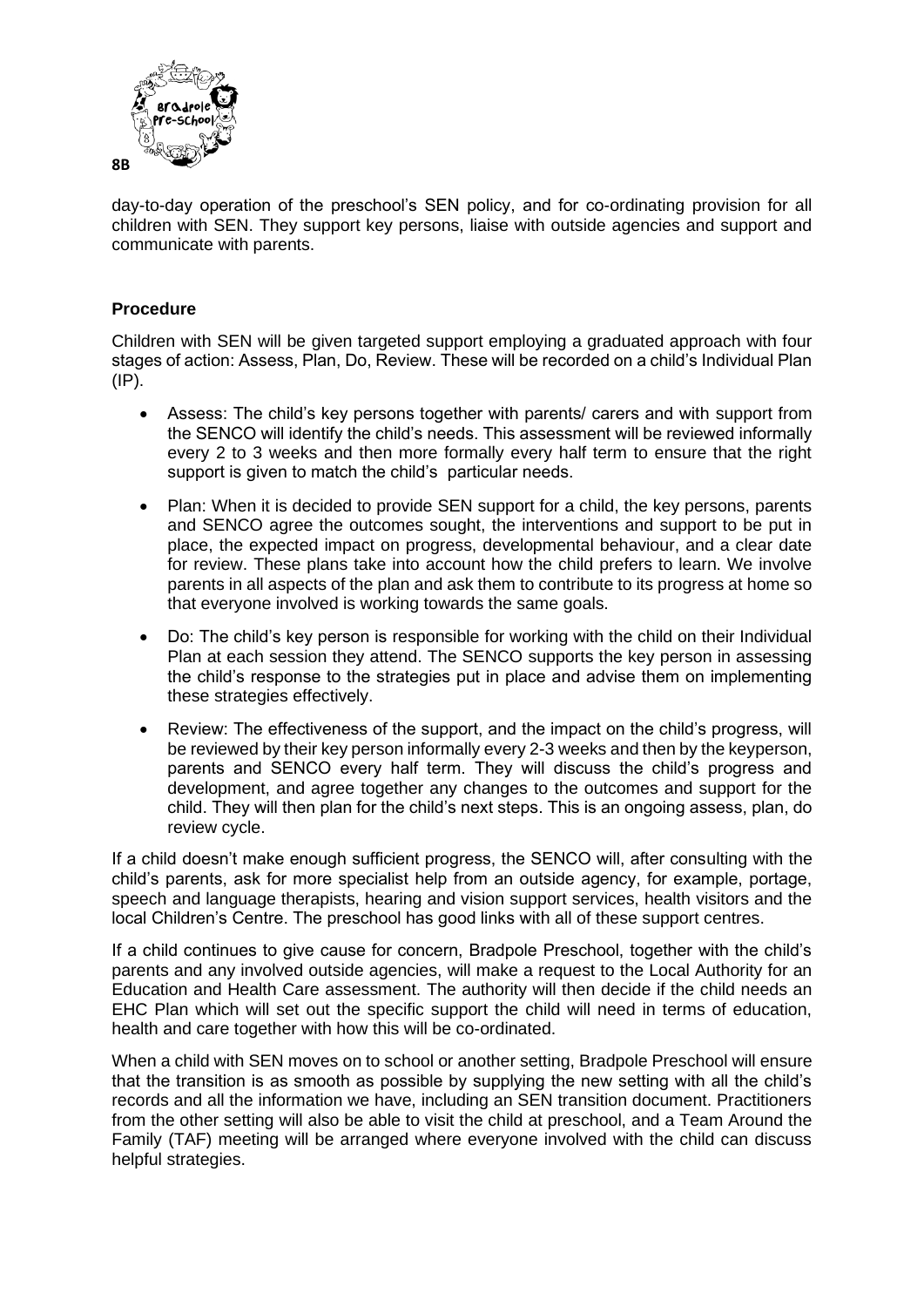day-to-day operation of the preschool's SEN policy, and for co-ordinating provision for all children with SEN. They support key persons, liaise with outside agencies and support and communicate with parents.

### Procedure

Children with SEN will be given targeted support employing a graduated approach with four stages of action: Assess, Plan, Do, Review. These will be recorded on a child's Individual Plan (IP).

- Assess: The child's key persons together with parents/ carers and with support from the SENCO will identify the child's needs. This assessment will be reviewed informally every 2 to 3 weeks and then more formally every half term to ensure that the right support is given to match the child's particular needs.
- Plan: When it is decided to provide SEN support for a child, the key persons, parents and SENCO agree the outcomes sought, the interventions and support to be put in place, the expected impact on progress, developmental behaviour, and a clear date for review. These plans take into account how the child prefers to learn. We involve parents in all aspects of the plan and ask them to contribute to its progress at home so that everyone involved is working towards the same goals.
- Do: The child's key person is responsible for working with the child on their Individual Plan at each session they attend. The SENCO supports the key person in assessing the child's response to the strategies put in place and advise them on implementing these strategies effectively.
- Review: The effectiveness of the support, and the impact on the child's progress, will be reviewed by their key person informally every 2-3 weeks and then by the keyperson, parents and SENCO every half term. They will discuss the child's progress and development, and agree together any changes to the outcomes and support for the child. They will then plan for the child's next steps. This is an ongoing assess, plan, do review cycle.

If a child doesn't make enough sufficient progress, the SENCO will, after consulting with the child's parents, ask for more specialist help from an outside agency, for example, portage, speech and language therapists, hearing and vision support services, health visitors and the local Children's Centre. The preschool has good links with all of these support centres.

If a child continues to give cause for concern, Bradpole Preschool, together with the child's parents and any involved outside agencies, will make a request to the Local Authority for an Education and Health Care assessment. The authority will then decide if the child needs an EHC Plan which will set out the specific support the child will need in terms of education, health and care together with how this will be co-ordinated.

When a child with SEN moves on to school or another setting, Bradpole Preschool will ensure that the transition is as smooth as possible by supplying the new setting with all the child's records and all the information we have, including an SEN transition document. Practitioners from the other setting will also be able to visit the child at preschool, and a Team Around the Family (TAF) meeting will be arranged where everyone involved with the child can discuss helpful strategies.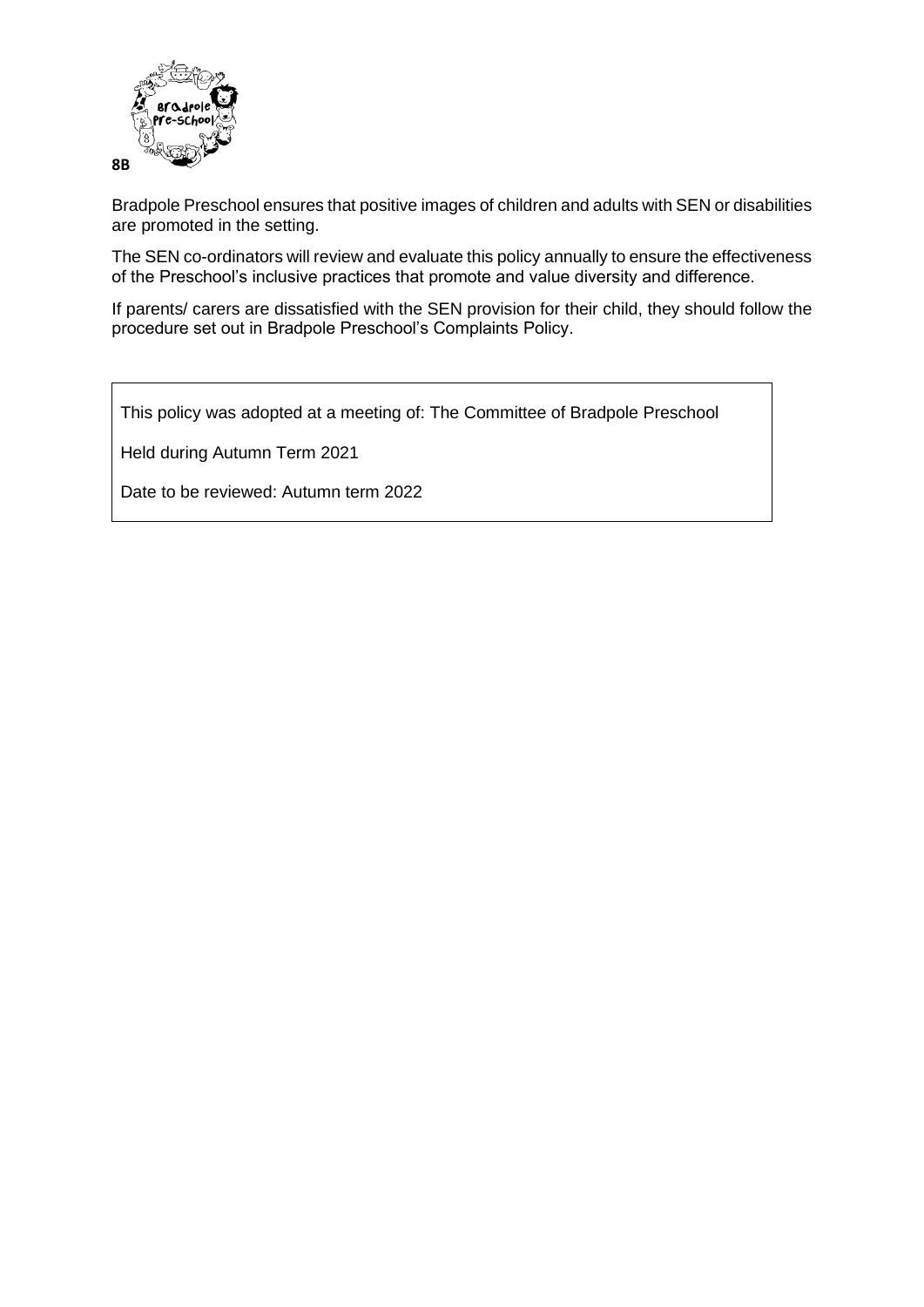**8B**

Bradpole Preschool ensures that positive images of children and adults with SEN or disabilities are promoted in the setting.

The SEN co-ordinators will review and evaluate this policy annually to ensure the effectiveness of the Preschool's inclusive practices that promote and value diversity and difference.

If parents/ carers are dissatisfied with the SEN provision for their child, they should follow the procedure set out in Bradpole Preschool's Complaints Policy.

This policy was adopted at a meeting of: The Committee of Bradpole Preschool

Held during Autumn Term 2021

Date to be reviewed: Autumn term 2022